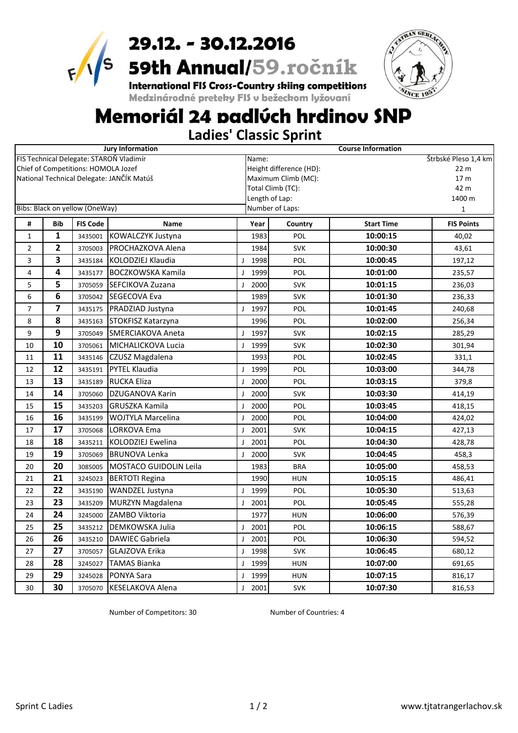# 29.12. - 30.12.2016

## 59th Annual/59.ročník

**International FIS Cross-Country skiing competitions**

Medzinárodné preteky FIS v bežeckom lyžovaní

# Memoriál 24 padlých hrdinov SNP

## Ladies' Classic Sprint

| Jury Information | Course Information | |
|---|---|---|
| FIS Technical Delegate: STAROŇ Vladimír | Name: | Štrbské Pleso 1,4 km |
| Chief of Competitions: HOMOLA Jozef | Height difference (HD): | 22 m |
| National Technical Delegate: JANČÍK Matúš | Maximum Climb (MC): | 17 m |
| | Total Climb (TC): | 42 m |
| | Length of Lap: | 1400 m |
| Bibs: Black on yellow (OneWay) | Number of Laps: | 1 |

| # | Bib | FIS Code | Name | | Year | Country | Start Time | FIS Points |
|---|---|---|---|---|---|---|---|---|
| 1 | 1 | 3435001 | KOWALCZYK Justyna | | 1983 | POL | 10:00:15 | 40,02 |
| 2 | 2 | 3705003 | PROCHAZKOVA Alena | | 1984 | SVK | 10:00:30 | 43,61 |
| 3 | 3 | 3435184 | KOLODZIEJ Klaudia | J | 1998 | POL | 10:00:45 | 197,12 |
| 4 | 4 | 3435177 | BOCZKOWSKA Kamila | J | 1999 | POL | 10:01:00 | 235,57 |
| 5 | 5 | 3705059 | SEFCIKOVA Zuzana | J | 2000 | SVK | 10:01:15 | 236,03 |
| 6 | 6 | 3705042 | SEGECOVA Eva | | 1989 | SVK | 10:01:30 | 236,33 |
| 7 | 7 | 3435175 | PRADZIAD Justyna | J | 1997 | POL | 10:01:45 | 240,68 |
| 8 | 8 | 3435163 | STOKFISZ Katarzyna | | 1996 | POL | 10:02:00 | 256,34 |
| 9 | 9 | 3705049 | SMERCIAKOVA Aneta | J | 1997 | SVK | 10:02:15 | 285,29 |
| 10 | 10 | 3705061 | MICHALICKOVA Lucia | J | 1999 | SVK | 10:02:30 | 301,94 |
| 11 | 11 | 3435146 | CZUSZ Magdalena | | 1993 | POL | 10:02:45 | 331,1 |
| 12 | 12 | 3435191 | PYTEL Klaudia | J | 1999 | POL | 10:03:00 | 344,78 |
| 13 | 13 | 3435189 | RUCKA Eliza | J | 2000 | POL | 10:03:15 | 379,8 |
| 14 | 14 | 3705060 | DZUGANOVA Karin | J | 2000 | SVK | 10:03:30 | 414,19 |
| 15 | 15 | 3435203 | GRUSZKA Kamila | J | 2000 | POL | 10:03:45 | 418,15 |
| 16 | 16 | 3435199 | WOJTYLA Marcelina | J | 2000 | POL | 10:04:00 | 424,02 |
| 17 | 17 | 3705068 | LORKOVA Ema | J | 2001 | SVK | 10:04:15 | 427,13 |
| 18 | 18 | 3435211 | KOLODZIEJ Ewelina | J | 2001 | POL | 10:04:30 | 428,78 |
| 19 | 19 | 3705069 | BRUNOVA Lenka | J | 2000 | SVK | 10:04:45 | 458,3 |
| 20 | 20 | 3085005 | MOSTACO GUIDOLIN Leila | | 1983 | BRA | 10:05:00 | 458,53 |
| 21 | 21 | 3245023 | BERTOTI Regina | | 1990 | HUN | 10:05:15 | 486,41 |
| 22 | 22 | 3435190 | WANDZEL Justyna | J | 1999 | POL | 10:05:30 | 513,63 |
| 23 | 23 | 3435209 | MURZYN Magdalena | J | 2001 | POL | 10:05:45 | 555,28 |
| 24 | 24 | 3245000 | ZAMBO Viktoria | | 1977 | HUN | 10:06:00 | 576,39 |
| 25 | 25 | 3435212 | DEMKOWSKA Julia | J | 2001 | POL | 10:06:15 | 588,67 |
| 26 | 26 | 3435210 | DAWIEC Gabriela | J | 2001 | POL | 10:06:30 | 594,52 |
| 27 | 27 | 3705057 | GLAJZOVA Erika | J | 1998 | SVK | 10:06:45 | 680,12 |
| 28 | 28 | 3245027 | TAMAS Bianka | J | 1999 | HUN | 10:07:00 | 691,65 |
| 29 | 29 | 3245028 | PONYA Sara | J | 1999 | HUN | 10:07:15 | 816,17 |
| 30 | 30 | 3705070 | KESELAKOVA Alena | J | 2001 | SVK | 10:07:30 | 816,53 |

Number of Competitors: 30 Number of Countries: 4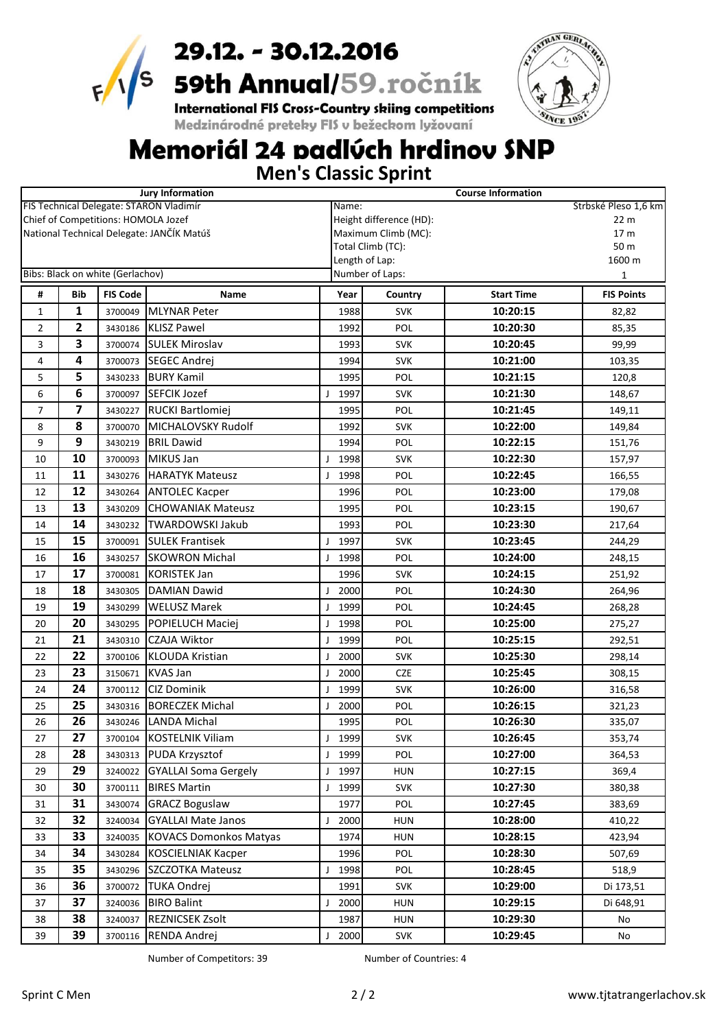# 29.12. - 30.12.2016

# 59th Annual/59.ročník

**International FIS Cross-Country skiing competitions**

Medzinárodné preteky FIS v bežeckom lyžovaní

# Memoriál 24 padlých hrdinov SNP

## Men's Classic Sprint

| Jury Information | | Course Information | |
|---|---|---|---|
| FIS Technical Delegate: STARON Vladimír | | Name: | Strbské Pleso 1,6 km |
| Chief of Competitions: HOMOLA Jozef | | Height difference (HD): | 22 m |
| National Technical Delegate: JANČÍK Matúš | | Maximum Climb (MC): | 17 m |
| | | Total Climb (TC): | 50 m |
| | | Length of Lap: | 1600 m |
| Bibs: Black on white (Gerlachov) | | Number of Laps: | 1 |

| # | Bib | FIS Code | Name | Year | Country | Start Time | FIS Points |
|---|---|---|---|---|---|---|---|
| 1 | 1 | 3700049 | MLYNAR Peter | 1988 | SVK | 10:20:15 | 82,82 |
| 2 | 2 | 3430186 | KLISZ Pawel | 1992 | POL | 10:20:30 | 85,35 |
| 3 | 3 | 3700074 | SULEK Miroslav | 1993 | SVK | 10:20:45 | 99,99 |
| 4 | 4 | 3700073 | SEGEC Andrej | 1994 | SVK | 10:21:00 | 103,35 |
| 5 | 5 | 3430233 | BURY Kamil | 1995 | POL | 10:21:15 | 120,8 |
| 6 | 6 | 3700097 | SEFCIK Jozef | J 1997 | SVK | 10:21:30 | 148,67 |
| 7 | 7 | 3430227 | RUCKI Bartlomiej | 1995 | POL | 10:21:45 | 149,11 |
| 8 | 8 | 3700070 | MICHALOVSKY Rudolf | 1992 | SVK | 10:22:00 | 149,84 |
| 9 | 9 | 3430219 | BRIL Dawid | 1994 | POL | 10:22:15 | 151,76 |
| 10 | 10 | 3700093 | MIKUS Jan | J 1998 | SVK | 10:22:30 | 157,97 |
| 11 | 11 | 3430276 | HARATYK Mateusz | J 1998 | POL | 10:22:45 | 166,55 |
| 12 | 12 | 3430264 | ANTOLEC Kacper | 1996 | POL | 10:23:00 | 179,08 |
| 13 | 13 | 3430209 | CHOWANIAK Mateusz | 1995 | POL | 10:23:15 | 190,67 |
| 14 | 14 | 3430232 | TWARDOWSKI Jakub | 1993 | POL | 10:23:30 | 217,64 |
| 15 | 15 | 3700091 | SULEK Frantisek | J 1997 | SVK | 10:23:45 | 244,29 |
| 16 | 16 | 3430257 | SKOWRON Michal | J 1998 | POL | 10:24:00 | 248,15 |
| 17 | 17 | 3700081 | KORISTEK Jan | 1996 | SVK | 10:24:15 | 251,92 |
| 18 | 18 | 3430305 | DAMIAN Dawid | J 2000 | POL | 10:24:30 | 264,96 |
| 19 | 19 | 3430299 | WELUSZ Marek | J 1999 | POL | 10:24:45 | 268,28 |
| 20 | 20 | 3430295 | POPIELUCH Maciej | J 1998 | POL | 10:25:00 | 275,27 |
| 21 | 21 | 3430310 | CZAJA Wiktor | J 1999 | POL | 10:25:15 | 292,51 |
| 22 | 22 | 3700106 | KLOUDA Kristian | J 2000 | SVK | 10:25:30 | 298,14 |
| 23 | 23 | 3150671 | KVAS Jan | J 2000 | CZE | 10:25:45 | 308,15 |
| 24 | 24 | 3700112 | CIZ Dominik | J 1999 | SVK | 10:26:00 | 316,58 |
| 25 | 25 | 3430316 | BORECZEK Michal | J 2000 | POL | 10:26:15 | 321,23 |
| 26 | 26 | 3430246 | LANDA Michal | 1995 | POL | 10:26:30 | 335,07 |
| 27 | 27 | 3700104 | KOSTELNIK Viliam | J 1999 | SVK | 10:26:45 | 353,74 |
| 28 | 28 | 3430313 | PUDA Krzysztof | J 1999 | POL | 10:27:00 | 364,53 |
| 29 | 29 | 3240022 | GYALLAI Soma Gergely | J 1997 | HUN | 10:27:15 | 369,4 |
| 30 | 30 | 3700111 | BIRES Martin | J 1999 | SVK | 10:27:30 | 380,38 |
| 31 | 31 | 3430074 | GRACZ Boguslaw | 1977 | POL | 10:27:45 | 383,69 |
| 32 | 32 | 3240034 | GYALLAI Mate Janos | J 2000 | HUN | 10:28:00 | 410,22 |
| 33 | 33 | 3240035 | KOVACS Domonkos Matyas | 1974 | HUN | 10:28:15 | 423,94 |
| 34 | 34 | 3430284 | KOSCIELNIAK Kacper | 1996 | POL | 10:28:30 | 507,69 |
| 35 | 35 | 3430296 | SZCZOTKA Mateusz | J 1998 | POL | 10:28:45 | 518,9 |
| 36 | 36 | 3700072 | TUKA Ondrej | 1991 | SVK | 10:29:00 | Di 173,51 |
| 37 | 37 | 3240036 | BIRO Balint | J 2000 | HUN | 10:29:15 | Di 648,91 |
| 38 | 38 | 3240037 | REZNICSEK Zsolt | 1987 | HUN | 10:29:30 | No |
| 39 | 39 | 3700116 | RENDA Andrej | J 2000 | SVK | 10:29:45 | No |

Number of Competitors: 39 Number of Countries: 4

Sprint C Men

www.tjtatrangerlachov.sk